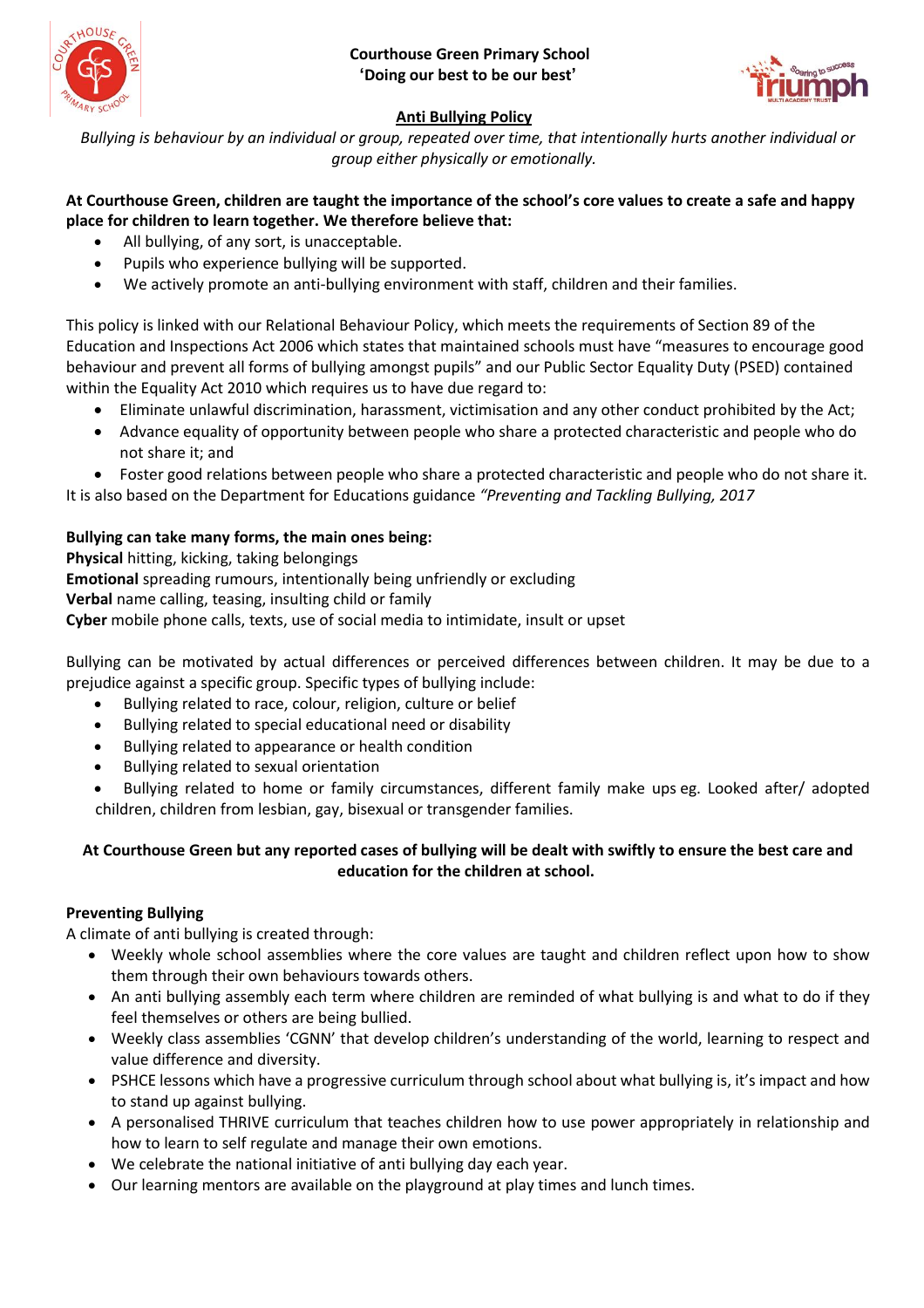**Courthouse Green Primary School**
**'Doing our best to be our best'**

# Anti Bullying Policy

*Bullying is behaviour by an individual or group, repeated over time, that intentionally hurts another individual or group either physically or emotionally.*

**At Courthouse Green, children are taught the importance of the school's core values to create a safe and happy place for children to learn together. We therefore believe that:**

- All bullying, of any sort, is unacceptable.
- Pupils who experience bullying will be supported.
- We actively promote an anti-bullying environment with staff, children and their families.

This policy is linked with our Relational Behaviour Policy, which meets the requirements of Section 89 of the Education and Inspections Act 2006 which states that maintained schools must have "measures to encourage good behaviour and prevent all forms of bullying amongst pupils" and our Public Sector Equality Duty (PSED) contained within the Equality Act 2010 which requires us to have due regard to:

- Eliminate unlawful discrimination, harassment, victimisation and any other conduct prohibited by the Act;
- Advance equality of opportunity between people who share a protected characteristic and people who do not share it; and
- Foster good relations between people who share a protected characteristic and people who do not share it.

It is also based on the Department for Educations guidance *"Preventing and Tackling Bullying, 2017*

**Bullying can take many forms, the main ones being:**
**Physical** hitting, kicking, taking belongings
**Emotional** spreading rumours, intentionally being unfriendly or excluding
**Verbal** name calling, teasing, insulting child or family
**Cyber** mobile phone calls, texts, use of social media to intimidate, insult or upset

Bullying can be motivated by actual differences or perceived differences between children. It may be due to a prejudice against a specific group. Specific types of bullying include:

- Bullying related to race, colour, religion, culture or belief
- Bullying related to special educational need or disability
- Bullying related to appearance or health condition
- Bullying related to sexual orientation
- Bullying related to home or family circumstances, different family make ups eg. Looked after/ adopted children, children from lesbian, gay, bisexual or transgender families.

**At Courthouse Green but any reported cases of bullying will be dealt with swiftly to ensure the best care and education for the children at school.**

**Preventing Bullying**

A climate of anti bullying is created through:

- Weekly whole school assemblies where the core values are taught and children reflect upon how to show them through their own behaviours towards others.
- An anti bullying assembly each term where children are reminded of what bullying is and what to do if they feel themselves or others are being bullied.
- Weekly class assemblies 'CGNN' that develop children's understanding of the world, learning to respect and value difference and diversity.
- PSHCE lessons which have a progressive curriculum through school about what bullying is, it's impact and how to stand up against bullying.
- A personalised THRIVE curriculum that teaches children how to use power appropriately in relationship and how to learn to self regulate and manage their own emotions.
- We celebrate the national initiative of anti bullying day each year.
- Our learning mentors are available on the playground at play times and lunch times.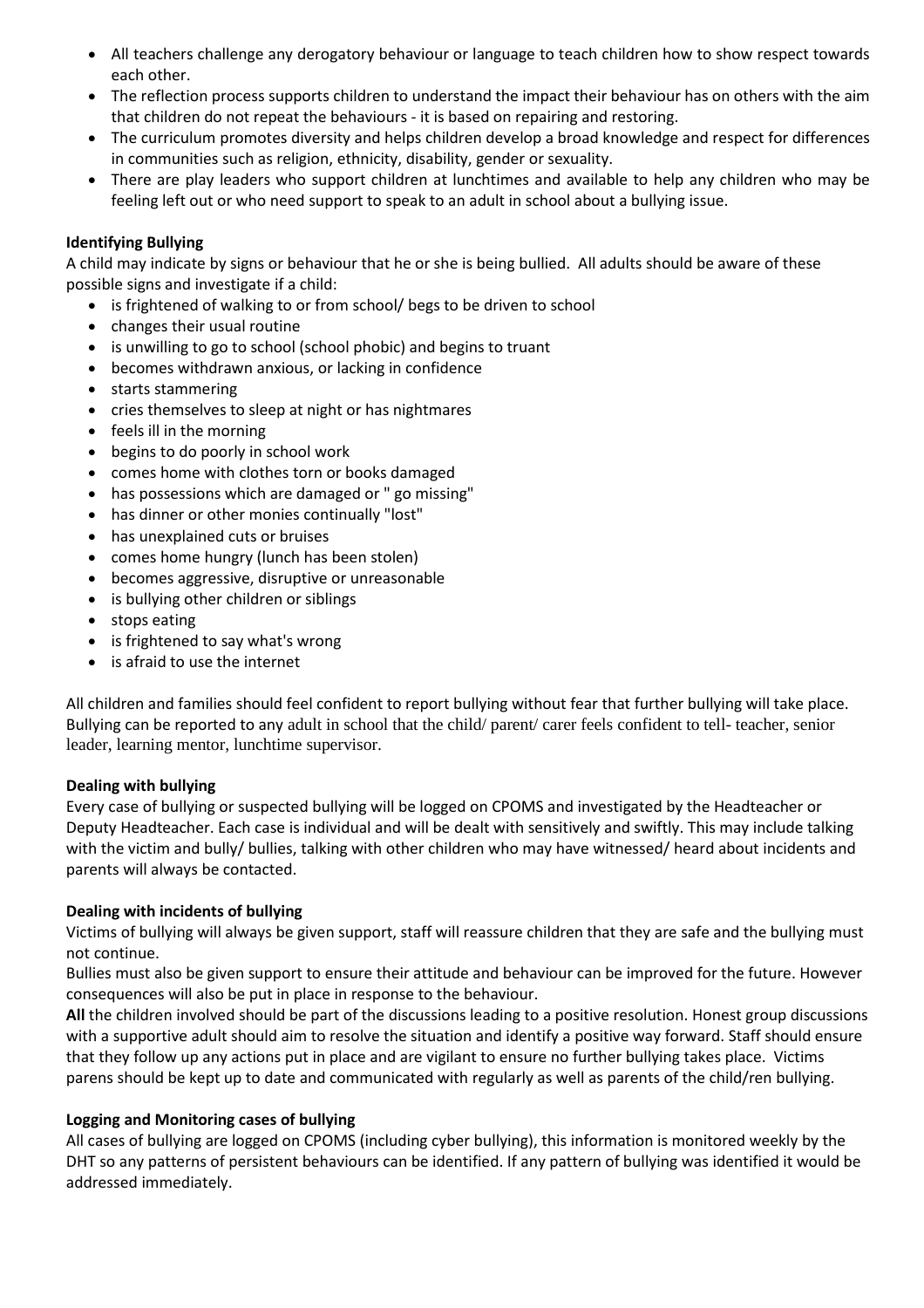- All teachers challenge any derogatory behaviour or language to teach children how to show respect towards each other.
- The reflection process supports children to understand the impact their behaviour has on others with the aim that children do not repeat the behaviours - it is based on repairing and restoring.
- The curriculum promotes diversity and helps children develop a broad knowledge and respect for differences in communities such as religion, ethnicity, disability, gender or sexuality.
- There are play leaders who support children at lunchtimes and available to help any children who may be feeling left out or who need support to speak to an adult in school about a bullying issue.

**Identifying Bullying**

A child may indicate by signs or behaviour that he or she is being bullied. All adults should be aware of these possible signs and investigate if a child:

- is frightened of walking to or from school/ begs to be driven to school
- changes their usual routine
- is unwilling to go to school (school phobic) and begins to truant
- becomes withdrawn anxious, or lacking in confidence
- starts stammering
- cries themselves to sleep at night or has nightmares
- feels ill in the morning
- begins to do poorly in school work
- comes home with clothes torn or books damaged
- has possessions which are damaged or " go missing"
- has dinner or other monies continually "lost"
- has unexplained cuts or bruises
- comes home hungry (lunch has been stolen)
- becomes aggressive, disruptive or unreasonable
- is bullying other children or siblings
- stops eating
- is frightened to say what's wrong
- is afraid to use the internet

All children and families should feel confident to report bullying without fear that further bullying will take place. Bullying can be reported to any adult in school that the child/ parent/ carer feels confident to tell- teacher, senior leader, learning mentor, lunchtime supervisor.

**Dealing with bullying**

Every case of bullying or suspected bullying will be logged on CPOMS and investigated by the Headteacher or Deputy Headteacher. Each case is individual and will be dealt with sensitively and swiftly. This may include talking with the victim and bully/ bullies, talking with other children who may have witnessed/ heard about incidents and parents will always be contacted.

**Dealing with incidents of bullying**

Victims of bullying will always be given support, staff will reassure children that they are safe and the bullying must not continue.

Bullies must also be given support to ensure their attitude and behaviour can be improved for the future. However consequences will also be put in place in response to the behaviour.

**All** the children involved should be part of the discussions leading to a positive resolution. Honest group discussions with a supportive adult should aim to resolve the situation and identify a positive way forward. Staff should ensure that they follow up any actions put in place and are vigilant to ensure no further bullying takes place. Victims parens should be kept up to date and communicated with regularly as well as parents of the child/ren bullying.

**Logging and Monitoring cases of bullying**

All cases of bullying are logged on CPOMS (including cyber bullying), this information is monitored weekly by the DHT so any patterns of persistent behaviours can be identified. If any pattern of bullying was identified it would be addressed immediately.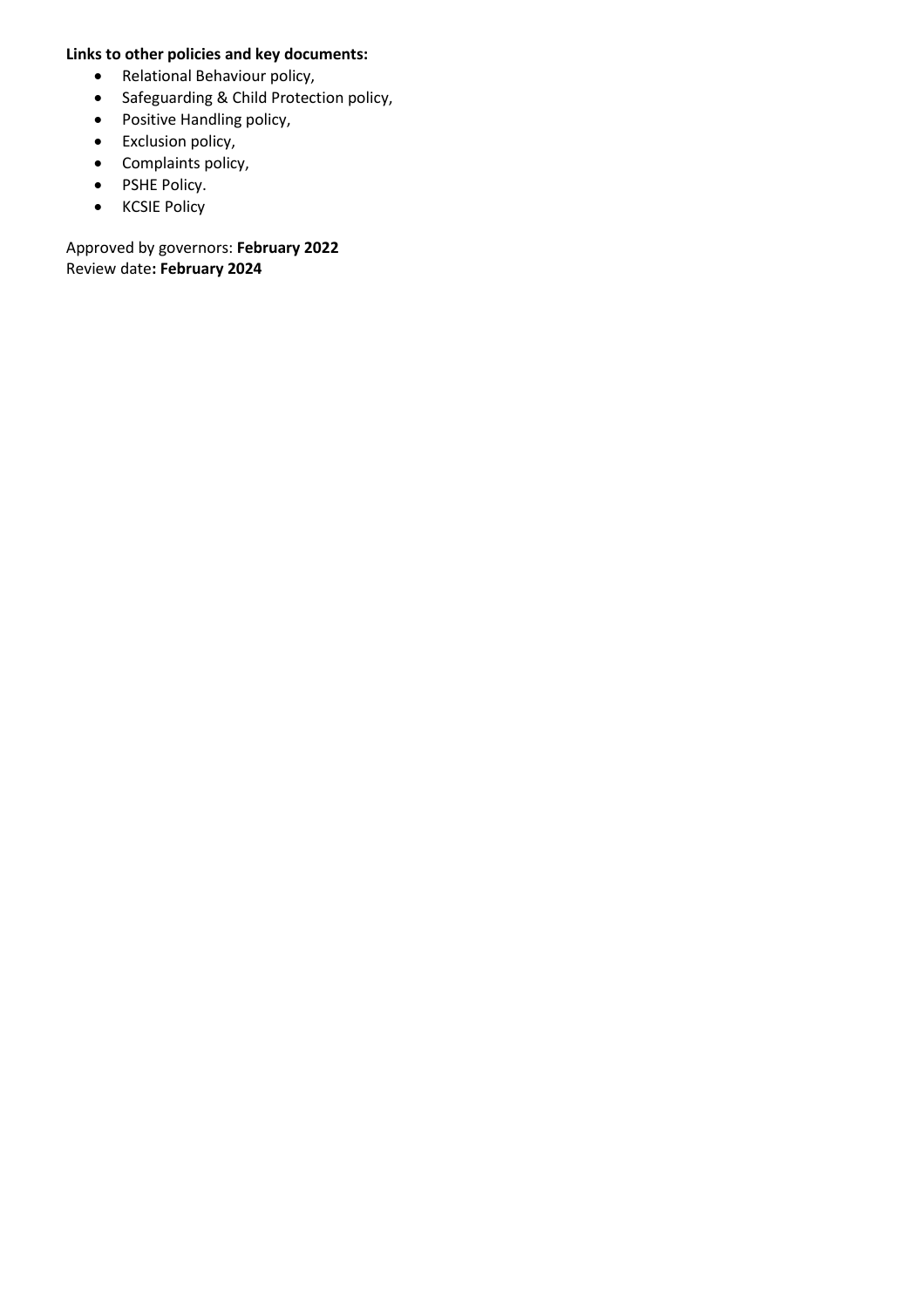**Links to other policies and key documents:**

- Relational Behaviour policy,
- Safeguarding & Child Protection policy,
- Positive Handling policy,
- Exclusion policy,
- Complaints policy,
- PSHE Policy.
- KCSIE Policy

Approved by governors: **February 2022**
Review date**: February 2024**